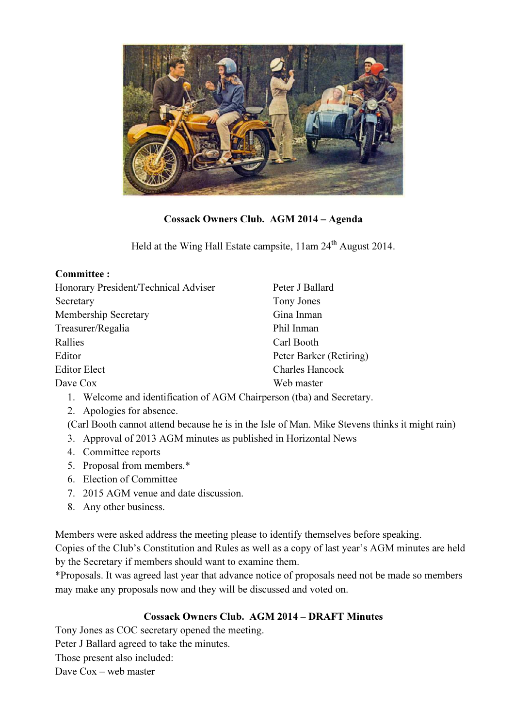**Cossack Owners Club. AGM 2014 – Agenda**

Held at the Wing Hall Estate campsite, 11am 24th August 2014.

**Committee :**

| | |
|---|---|
| Honorary President/Technical Adviser | Peter J Ballard |
| Secretary | Tony Jones |
| Membership Secretary | Gina Inman |
| Treasurer/Regalia | Phil Inman |
| Rallies | Carl Booth |
| Editor | Peter Barker (Retiring) |
| Editor Elect | Charles Hancock |
| Dave Cox | Web master |

1. Welcome and identification of AGM Chairperson (tba) and Secretary.
2. Apologies for absence.
   (Carl Booth cannot attend because he is in the Isle of Man. Mike Stevens thinks it might rain)
3. Approval of 2013 AGM minutes as published in Horizontal News
4. Committee reports
5. Proposal from members.*
6. Election of Committee
7. 2015 AGM venue and date discussion.
8. Any other business.

Members were asked address the meeting please to identify themselves before speaking.
Copies of the Club's Constitution and Rules as well as a copy of last year's AGM minutes are held by the Secretary if members should want to examine them.
*Proposals. It was agreed last year that advance notice of proposals need not be made so members may make any proposals now and they will be discussed and voted on.

**Cossack Owners Club. AGM 2014 – DRAFT Minutes**

Tony Jones as COC secretary opened the meeting.
Peter J Ballard agreed to take the minutes.
Those present also included:
Dave Cox – web master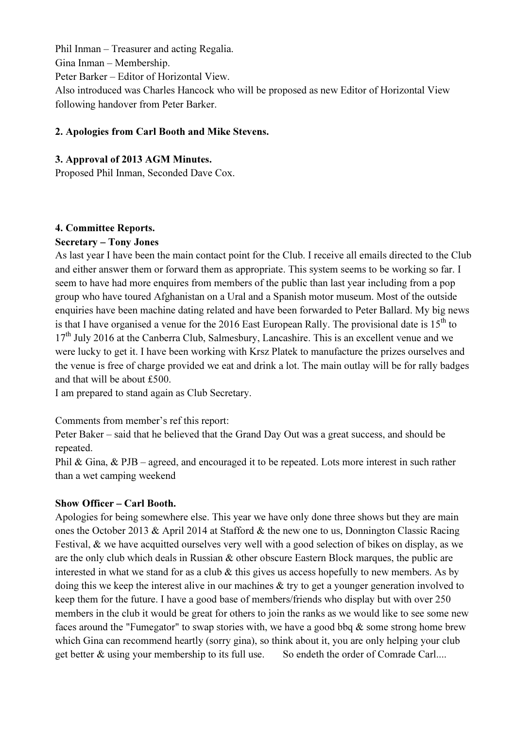Phil Inman – Treasurer and acting Regalia.
Gina Inman – Membership.
Peter Barker – Editor of Horizontal View.
Also introduced was Charles Hancock who will be proposed as new Editor of Horizontal View following handover from Peter Barker.

**2. Apologies from Carl Booth and Mike Stevens.**

**3. Approval of 2013 AGM Minutes.**
Proposed Phil Inman, Seconded Dave Cox.

**4. Committee Reports.**
**Secretary – Tony Jones**
As last year I have been the main contact point for the Club. I receive all emails directed to the Club and either answer them or forward them as appropriate. This system seems to be working so far. I seem to have had more enquires from members of the public than last year including from a pop group who have toured Afghanistan on a Ural and a Spanish motor museum. Most of the outside enquiries have been machine dating related and have been forwarded to Peter Ballard. My big news is that I have organised a venue for the 2016 East European Rally. The provisional date is 15th to 17th July 2016 at the Canberra Club, Salmesbury, Lancashire. This is an excellent venue and we were lucky to get it. I have been working with Krsz Platek to manufacture the prizes ourselves and the venue is free of charge provided we eat and drink a lot. The main outlay will be for rally badges and that will be about £500.
I am prepared to stand again as Club Secretary.

Comments from member's ref this report:
Peter Baker – said that he believed that the Grand Day Out was a great success, and should be repeated.
Phil & Gina, & PJB – agreed, and encouraged it to be repeated. Lots more interest in such rather than a wet camping weekend

**Show Officer – Carl Booth.**
Apologies for being somewhere else. This year we have only done three shows but they are main ones the October 2013 & April 2014 at Stafford & the new one to us, Donnington Classic Racing Festival, & we have acquitted ourselves very well with a good selection of bikes on display, as we are the only club which deals in Russian & other obscure Eastern Block marques, the public are interested in what we stand for as a club & this gives us access hopefully to new members. As by doing this we keep the interest alive in our machines & try to get a younger generation involved to keep them for the future. I have a good base of members/friends who display but with over 250 members in the club it would be great for others to join the ranks as we would like to see some new faces around the "Fumegator" to swap stories with, we have a good bbq & some strong home brew which Gina can recommend heartly (sorry gina), so think about it, you are only helping your club get better & using your membership to its full use. So endeth the order of Comrade Carl....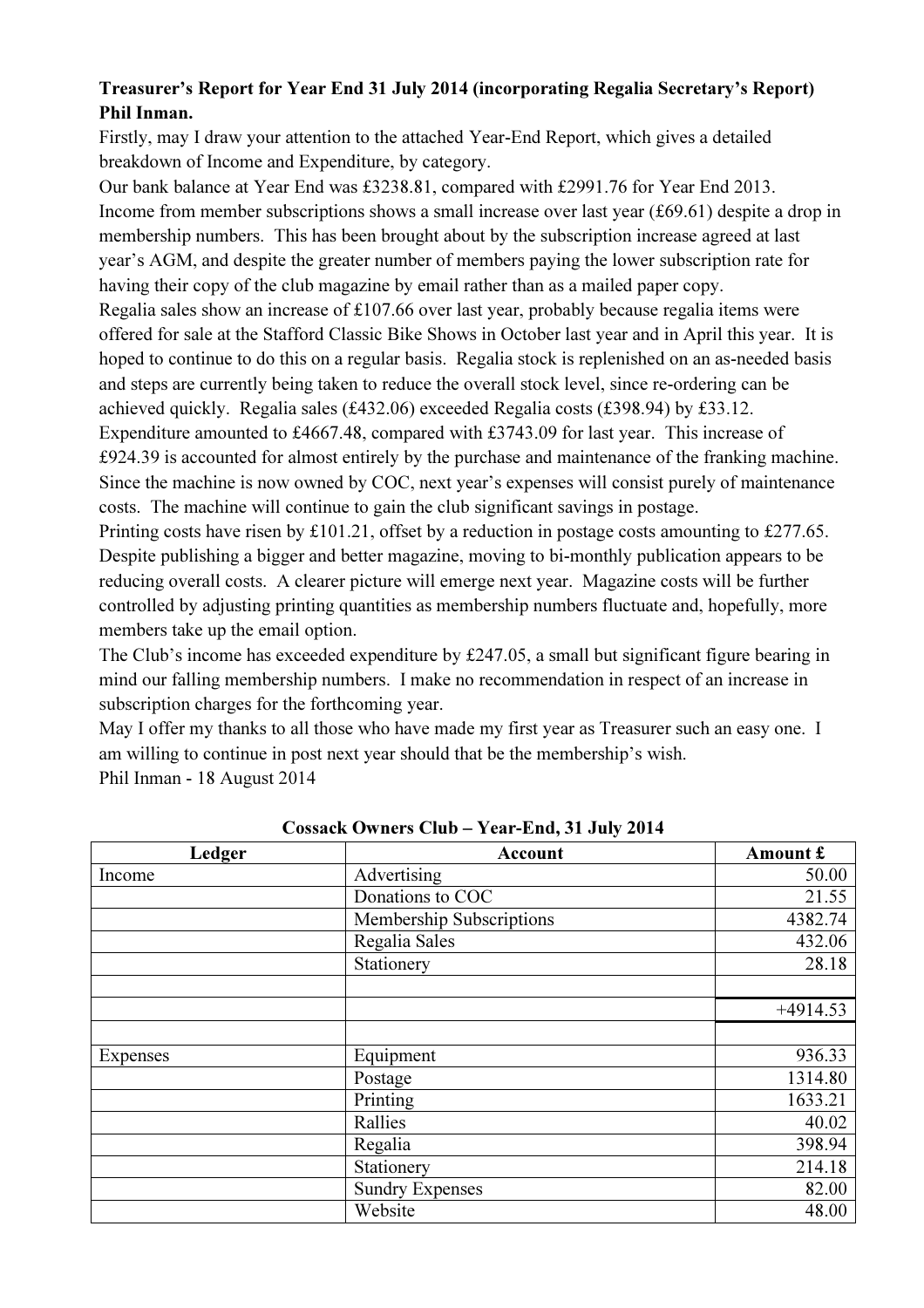**Treasurer's Report for Year End 31 July 2014 (incorporating Regalia Secretary's Report) Phil Inman.**

Firstly, may I draw your attention to the attached Year-End Report, which gives a detailed breakdown of Income and Expenditure, by category.

Our bank balance at Year End was £3238.81, compared with £2991.76 for Year End 2013.

Income from member subscriptions shows a small increase over last year (£69.61) despite a drop in membership numbers. This has been brought about by the subscription increase agreed at last year's AGM, and despite the greater number of members paying the lower subscription rate for having their copy of the club magazine by email rather than as a mailed paper copy.

Regalia sales show an increase of £107.66 over last year, probably because regalia items were offered for sale at the Stafford Classic Bike Shows in October last year and in April this year. It is hoped to continue to do this on a regular basis. Regalia stock is replenished on an as-needed basis and steps are currently being taken to reduce the overall stock level, since re-ordering can be achieved quickly. Regalia sales (£432.06) exceeded Regalia costs (£398.94) by £33.12.

Expenditure amounted to £4667.48, compared with £3743.09 for last year. This increase of £924.39 is accounted for almost entirely by the purchase and maintenance of the franking machine. Since the machine is now owned by COC, next year's expenses will consist purely of maintenance costs. The machine will continue to gain the club significant savings in postage.

Printing costs have risen by £101.21, offset by a reduction in postage costs amounting to £277.65. Despite publishing a bigger and better magazine, moving to bi-monthly publication appears to be reducing overall costs. A clearer picture will emerge next year. Magazine costs will be further controlled by adjusting printing quantities as membership numbers fluctuate and, hopefully, more members take up the email option.

The Club's income has exceeded expenditure by £247.05, a small but significant figure bearing in mind our falling membership numbers. I make no recommendation in respect of an increase in subscription charges for the forthcoming year.

May I offer my thanks to all those who have made my first year as Treasurer such an easy one. I am willing to continue in post next year should that be the membership's wish.

Phil Inman - 18 August 2014

**Cossack Owners Club – Year-End, 31 July 2014**

| Ledger | Account | Amount £ |
|---|---|---|
| Income | Advertising | 50.00 |
| | Donations to COC | 21.55 |
| | Membership Subscriptions | 4382.74 |
| | Regalia Sales | 432.06 |
| | Stationery | 28.18 |
| | | |
| | | +4914.53 |
| | | |
| Expenses | Equipment | 936.33 |
| | Postage | 1314.80 |
| | Printing | 1633.21 |
| | Rallies | 40.02 |
| | Regalia | 398.94 |
| | Stationery | 214.18 |
| | Sundry Expenses | 82.00 |
| | Website | 48.00 |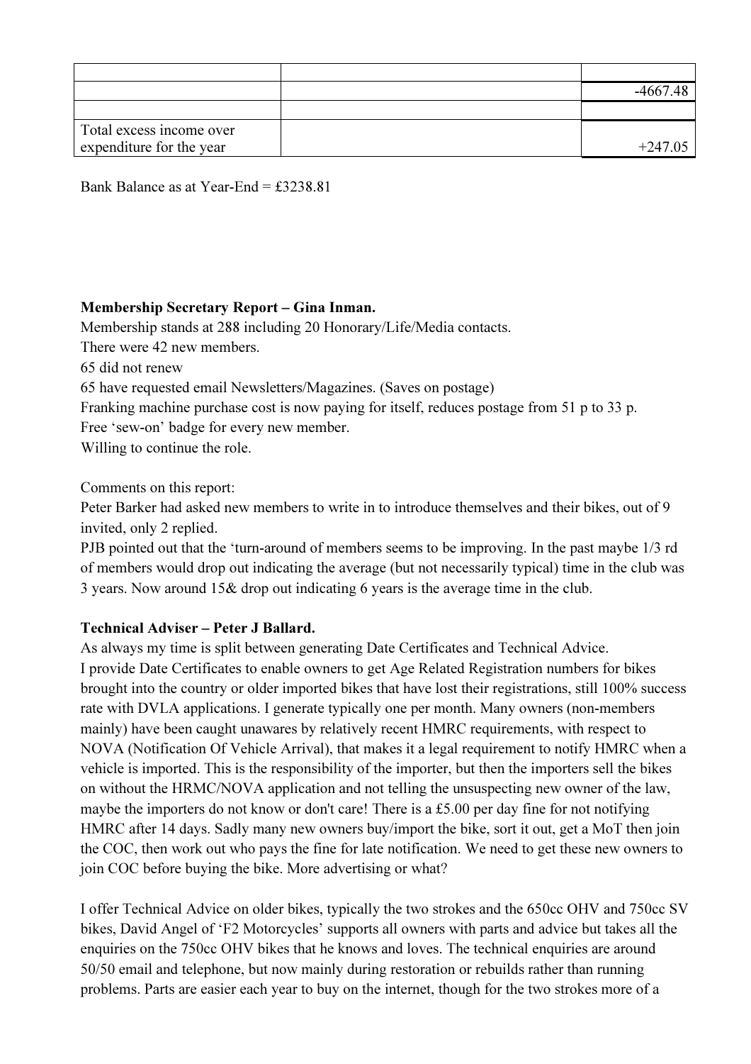| | | |
|---|---|---|
| | | |
| | | -4667.48 |
| | | |
| Total excess income over expenditure for the year | | +247.05 |

Bank Balance as at Year-End = £3238.81

**Membership Secretary Report – Gina Inman.**

Membership stands at 288 including 20 Honorary/Life/Media contacts.

There were 42 new members.

65 did not renew

65 have requested email Newsletters/Magazines. (Saves on postage)

Franking machine purchase cost is now paying for itself, reduces postage from 51 p to 33 p.

Free 'sew-on' badge for every new member.

Willing to continue the role.

Comments on this report:

Peter Barker had asked new members to write in to introduce themselves and their bikes, out of 9 invited, only 2 replied.

PJB pointed out that the 'turn-around of members seems to be improving. In the past maybe 1/3 rd of members would drop out indicating the average (but not necessarily typical) time in the club was 3 years. Now around 15& drop out indicating 6 years is the average time in the club.

**Technical Adviser – Peter J Ballard.**

As always my time is split between generating Date Certificates and Technical Advice.

I provide Date Certificates to enable owners to get Age Related Registration numbers for bikes brought into the country or older imported bikes that have lost their registrations, still 100% success rate with DVLA applications. I generate typically one per month. Many owners (non-members mainly) have been caught unawares by relatively recent HMRC requirements, with respect to NOVA (Notification Of Vehicle Arrival), that makes it a legal requirement to notify HMRC when a vehicle is imported. This is the responsibility of the importer, but then the importers sell the bikes on without the HRMC/NOVA application and not telling the unsuspecting new owner of the law, maybe the importers do not know or don't care! There is a £5.00 per day fine for not notifying HMRC after 14 days. Sadly many new owners buy/import the bike, sort it out, get a MoT then join the COC, then work out who pays the fine for late notification. We need to get these new owners to join COC before buying the bike. More advertising or what?

I offer Technical Advice on older bikes, typically the two strokes and the 650cc OHV and 750cc SV bikes, David Angel of 'F2 Motorcycles' supports all owners with parts and advice but takes all the enquiries on the 750cc OHV bikes that he knows and loves. The technical enquiries are around 50/50 email and telephone, but now mainly during restoration or rebuilds rather than running problems. Parts are easier each year to buy on the internet, though for the two strokes more of a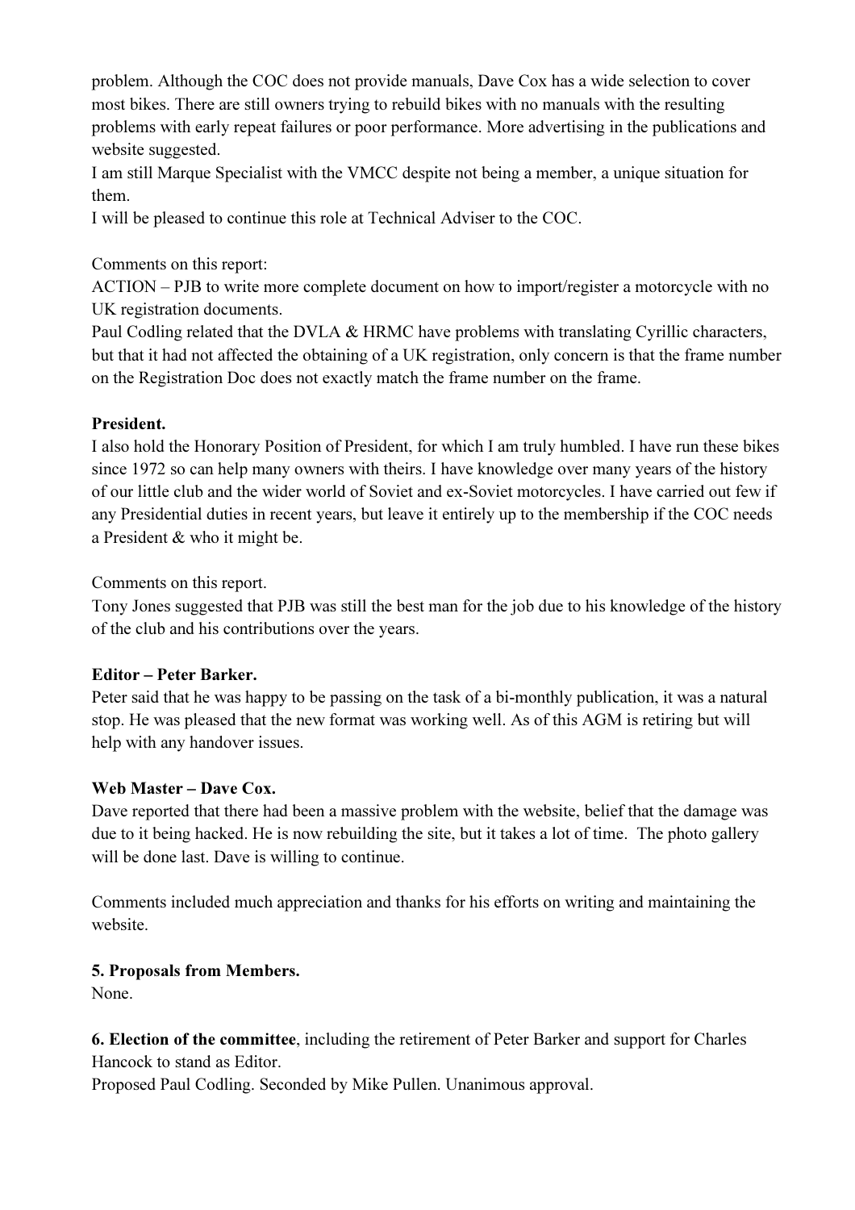problem. Although the COC does not provide manuals, Dave Cox has a wide selection to cover most bikes. There are still owners trying to rebuild bikes with no manuals with the resulting problems with early repeat failures or poor performance. More advertising in the publications and website suggested.

I am still Marque Specialist with the VMCC despite not being a member, a unique situation for them.

I will be pleased to continue this role at Technical Adviser to the COC.

Comments on this report:

ACTION – PJB to write more complete document on how to import/register a motorcycle with no UK registration documents.

Paul Codling related that the DVLA & HRMC have problems with translating Cyrillic characters, but that it had not affected the obtaining of a UK registration, only concern is that the frame number on the Registration Doc does not exactly match the frame number on the frame.

**President.**

I also hold the Honorary Position of President, for which I am truly humbled. I have run these bikes since 1972 so can help many owners with theirs. I have knowledge over many years of the history of our little club and the wider world of Soviet and ex-Soviet motorcycles. I have carried out few if any Presidential duties in recent years, but leave it entirely up to the membership if the COC needs a President & who it might be.

Comments on this report.

Tony Jones suggested that PJB was still the best man for the job due to his knowledge of the history of the club and his contributions over the years.

**Editor – Peter Barker.**

Peter said that he was happy to be passing on the task of a bi-monthly publication, it was a natural stop. He was pleased that the new format was working well. As of this AGM is retiring but will help with any handover issues.

**Web Master – Dave Cox.**

Dave reported that there had been a massive problem with the website, belief that the damage was due to it being hacked. He is now rebuilding the site, but it takes a lot of time. The photo gallery will be done last. Dave is willing to continue.

Comments included much appreciation and thanks for his efforts on writing and maintaining the website.

**5. Proposals from Members.**

None.

**6. Election of the committee**, including the retirement of Peter Barker and support for Charles Hancock to stand as Editor.

Proposed Paul Codling. Seconded by Mike Pullen. Unanimous approval.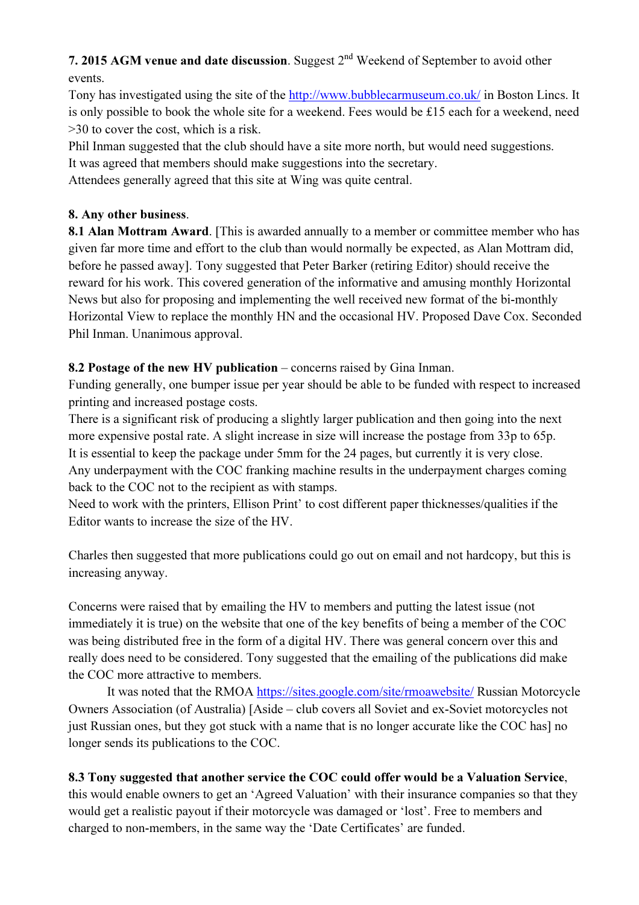**7. 2015 AGM venue and date discussion**. Suggest 2nd Weekend of September to avoid other events.

Tony has investigated using the site of the http://www.bubblecarmuseum.co.uk/ in Boston Lincs. It is only possible to book the whole site for a weekend. Fees would be £15 each for a weekend, need >30 to cover the cost, which is a risk.

Phil Inman suggested that the club should have a site more north, but would need suggestions.

It was agreed that members should make suggestions into the secretary.

Attendees generally agreed that this site at Wing was quite central.

**8. Any other business**.

**8.1 Alan Mottram Award**. [This is awarded annually to a member or committee member who has given far more time and effort to the club than would normally be expected, as Alan Mottram did, before he passed away]. Tony suggested that Peter Barker (retiring Editor) should receive the reward for his work. This covered generation of the informative and amusing monthly Horizontal News but also for proposing and implementing the well received new format of the bi-monthly Horizontal View to replace the monthly HN and the occasional HV. Proposed Dave Cox. Seconded Phil Inman. Unanimous approval.

**8.2 Postage of the new HV publication** – concerns raised by Gina Inman.

Funding generally, one bumper issue per year should be able to be funded with respect to increased printing and increased postage costs.

There is a significant risk of producing a slightly larger publication and then going into the next more expensive postal rate. A slight increase in size will increase the postage from 33p to 65p.

It is essential to keep the package under 5mm for the 24 pages, but currently it is very close.

Any underpayment with the COC franking machine results in the underpayment charges coming back to the COC not to the recipient as with stamps.

Need to work with the printers, Ellison Print' to cost different paper thicknesses/qualities if the Editor wants to increase the size of the HV.

Charles then suggested that more publications could go out on email and not hardcopy, but this is increasing anyway.

Concerns were raised that by emailing the HV to members and putting the latest issue (not immediately it is true) on the website that one of the key benefits of being a member of the COC was being distributed free in the form of a digital HV. There was general concern over this and really does need to be considered. Tony suggested that the emailing of the publications did make the COC more attractive to members.

It was noted that the RMOA https://sites.google.com/site/rmoawebsite/ Russian Motorcycle Owners Association (of Australia) [Aside – club covers all Soviet and ex-Soviet motorcycles not just Russian ones, but they got stuck with a name that is no longer accurate like the COC has] no longer sends its publications to the COC.

**8.3 Tony suggested that another service the COC could offer would be a Valuation Service**, this would enable owners to get an 'Agreed Valuation' with their insurance companies so that they would get a realistic payout if their motorcycle was damaged or 'lost'. Free to members and charged to non-members, in the same way the 'Date Certificates' are funded.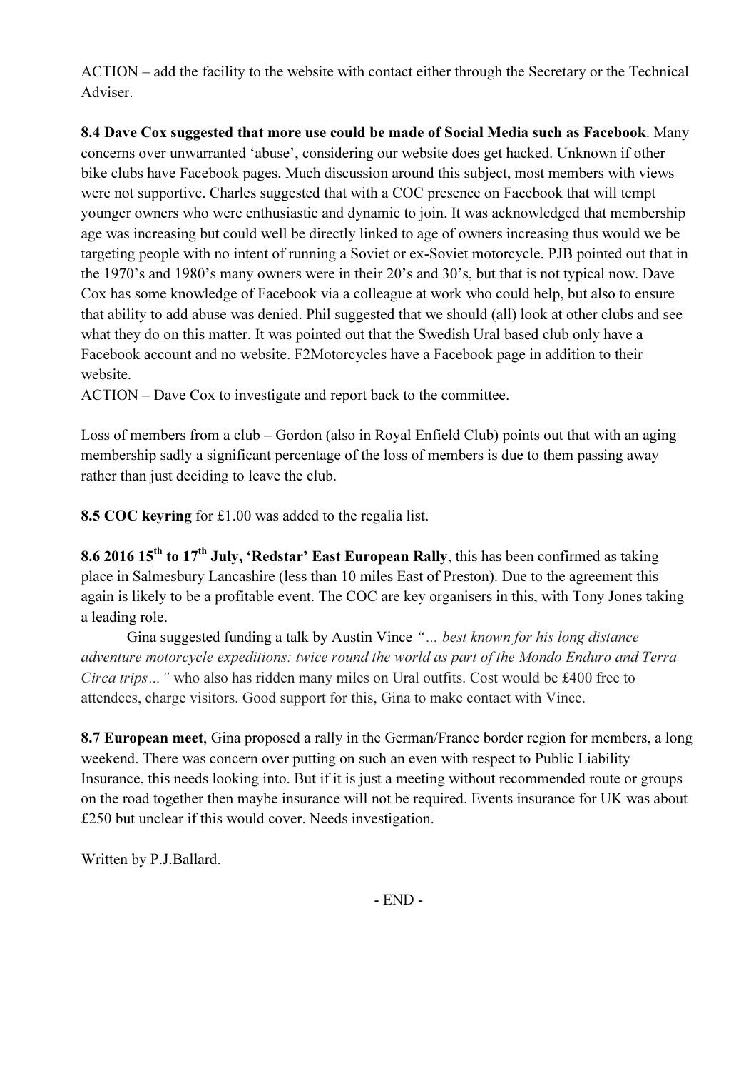ACTION – add the facility to the website with contact either through the Secretary or the Technical Adviser.

**8.4 Dave Cox suggested that more use could be made of Social Media such as Facebook**. Many concerns over unwarranted 'abuse', considering our website does get hacked. Unknown if other bike clubs have Facebook pages. Much discussion around this subject, most members with views were not supportive. Charles suggested that with a COC presence on Facebook that will tempt younger owners who were enthusiastic and dynamic to join. It was acknowledged that membership age was increasing but could well be directly linked to age of owners increasing thus would we be targeting people with no intent of running a Soviet or ex-Soviet motorcycle. PJB pointed out that in the 1970's and 1980's many owners were in their 20's and 30's, but that is not typical now. Dave Cox has some knowledge of Facebook via a colleague at work who could help, but also to ensure that ability to add abuse was denied. Phil suggested that we should (all) look at other clubs and see what they do on this matter. It was pointed out that the Swedish Ural based club only have a Facebook account and no website. F2Motorcycles have a Facebook page in addition to their website.
ACTION – Dave Cox to investigate and report back to the committee.

Loss of members from a club – Gordon (also in Royal Enfield Club) points out that with an aging membership sadly a significant percentage of the loss of members is due to them passing away rather than just deciding to leave the club.

**8.5 COC keyring** for £1.00 was added to the regalia list.

**8.6 2016 15th to 17th July, 'Redstar' East European Rally**, this has been confirmed as taking place in Salmesbury Lancashire (less than 10 miles East of Preston). Due to the agreement this again is likely to be a profitable event. The COC are key organisers in this, with Tony Jones taking a leading role.

Gina suggested funding a talk by Austin Vince *"… best known for his long distance adventure motorcycle expeditions: twice round the world as part of the Mondo Enduro and Terra Circa trips…"* who also has ridden many miles on Ural outfits. Cost would be £400 free to attendees, charge visitors. Good support for this, Gina to make contact with Vince.

**8.7 European meet**, Gina proposed a rally in the German/France border region for members, a long weekend. There was concern over putting on such an even with respect to Public Liability Insurance, this needs looking into. But if it is just a meeting without recommended route or groups on the road together then maybe insurance will not be required. Events insurance for UK was about £250 but unclear if this would cover. Needs investigation.

Written by P.J.Ballard.

- END -